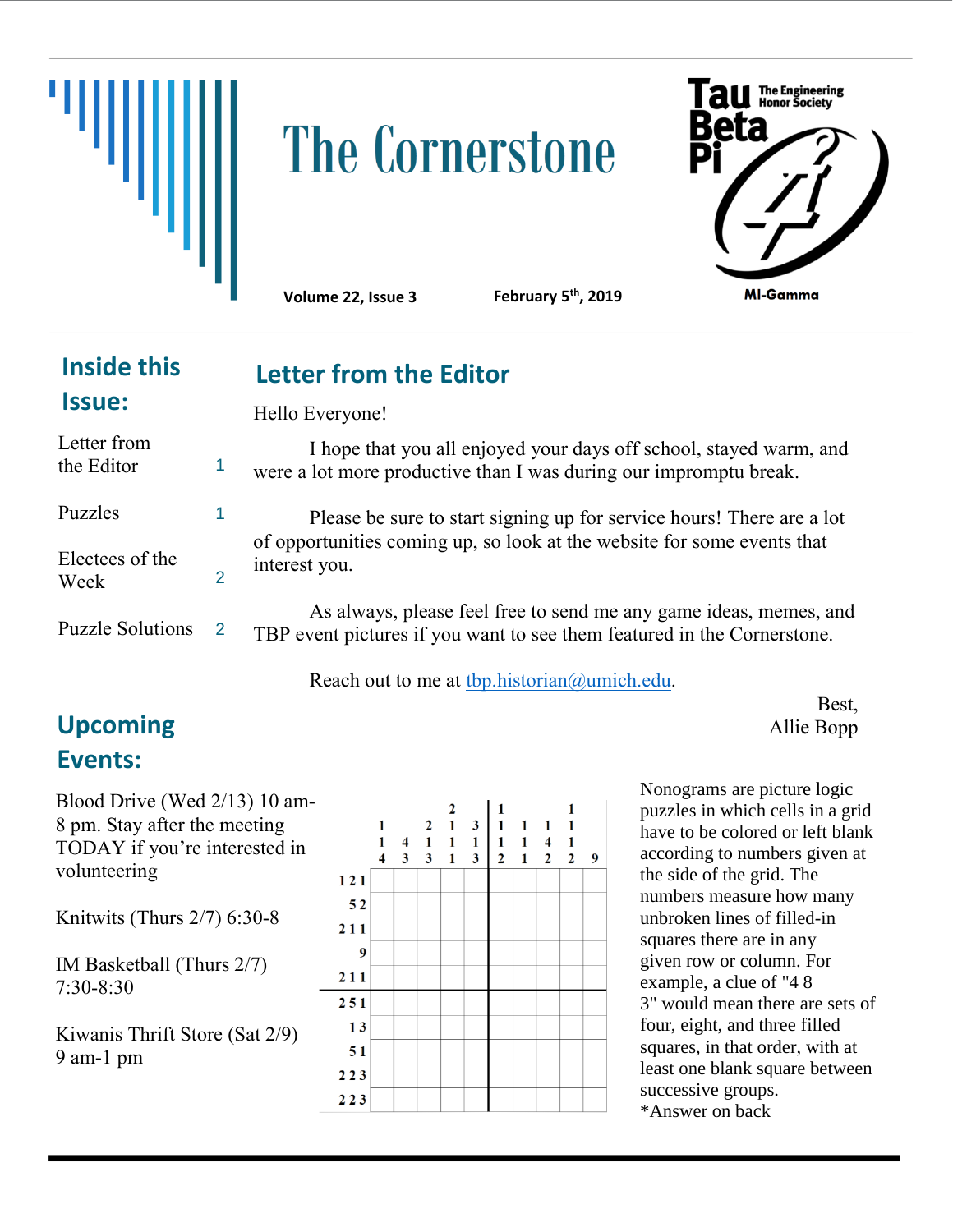# The Cornerstone

Tau Beta Pi — The Engineering Honor Society

MI-Gamma

**Volume 22, Issue 3** **February 5th, 2019**

## Inside this Issue:

| | |
|---|---|
| Letter from the Editor | 1 |
| Puzzles | 1 |
| Electees of the Week | 2 |
| Puzzle Solutions | 2 |

## Letter from the Editor

Hello Everyone!

I hope that you all enjoyed your days off school, stayed warm, and were a lot more productive than I was during our impromptu break.

Please be sure to start signing up for service hours! There are a lot of opportunities coming up, so look at the website for some events that interest you.

As always, please feel free to send me any game ideas, memes, and TBP event pictures if you want to see them featured in the Cornerstone.

Reach out to me at tbp.historian@umich.edu.

Best,
Allie Bopp

## Upcoming Events:

Blood Drive (Wed 2/13) 10 am-8 pm. Stay after the meeting TODAY if you're interested in volunteering

Knitwits (Thurs 2/7) 6:30-8

IM Basketball (Thurs 2/7) 7:30-8:30

Kiwanis Thrift Store (Sat 2/9) 9 am-1 pm

Column clues (top to bottom):

| Column | 1 | 2 | 3 | 4 | 5 | 6 | 7 | 8 | 9 | 10 |
|---|---|---|---|---|---|---|---|---|---|---|
| Clue | 1 1 4 | 4 3 | 2 1 3 | 2 1 1 1 | 3 1 3 | 1 1 1 2 | 1 1 1 | 1 4 2 | 1 1 1 2 | 9 |

Row clues:

| Row | Clue |
|---|---|
| 1 | 1 2 1 |
| 2 | 5 2 |
| 3 | 2 1 1 |
| 4 | 9 |
| 5 | 2 1 1 |
| 6 | 2 5 1 |
| 7 | 1 3 |
| 8 | 5 1 |
| 9 | 2 2 3 |
| 10 | 2 2 3 |

Nonograms are picture logic puzzles in which cells in a grid have to be colored or left blank according to numbers given at the side of the grid. The numbers measure how many unbroken lines of filled-in squares there are in any given row or column. For example, a clue of "4 8 3" would mean there are sets of four, eight, and three filled squares, in that order, with at least one blank square between successive groups.
*Answer on back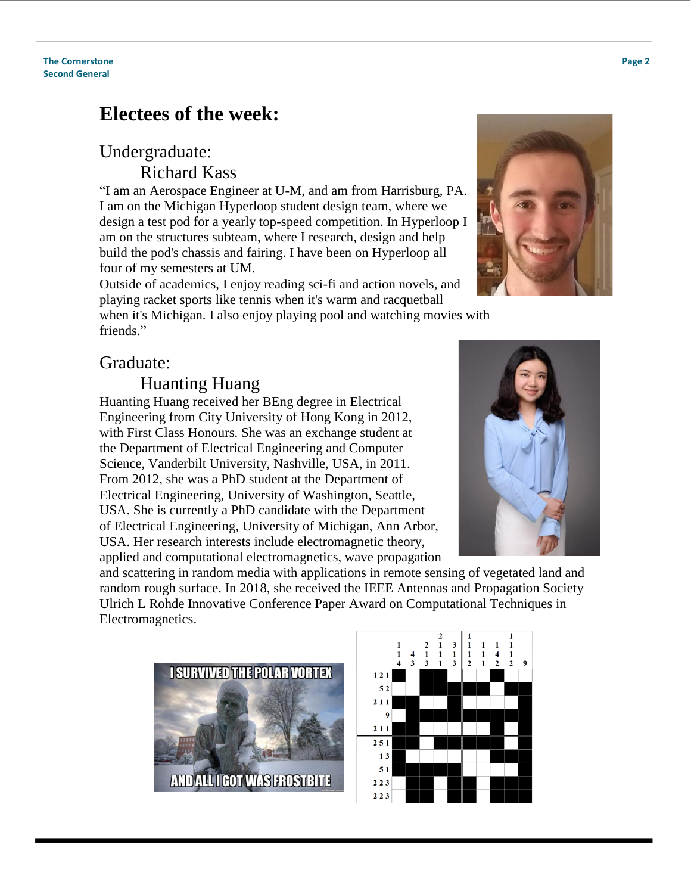# Electees of the week:

## Undergraduate:

### Richard Kass

"I am an Aerospace Engineer at U-M, and am from Harrisburg, PA. I am on the Michigan Hyperloop student design team, where we design a test pod for a yearly top-speed competition. In Hyperloop I am on the structures subteam, where I research, design and help build the pod's chassis and fairing. I have been on Hyperloop all four of my semesters at UM.

Outside of academics, I enjoy reading sci-fi and action novels, and playing racket sports like tennis when it's warm and racquetball when it's Michigan. I also enjoy playing pool and watching movies with friends."

## Graduate:

### Huanting Huang

Huanting Huang received her BEng degree in Electrical Engineering from City University of Hong Kong in 2012, with First Class Honours. She was an exchange student at the Department of Electrical Engineering and Computer Science, Vanderbilt University, Nashville, USA, in 2011. From 2012, she was a PhD student at the Department of Electrical Engineering, University of Washington, Seattle, USA. She is currently a PhD candidate with the Department of Electrical Engineering, University of Michigan, Ann Arbor, USA. Her research interests include electromagnetic theory, applied and computational electromagnetics, wave propagation and scattering in random media with applications in remote sensing of vegetated land and random rough surface. In 2018, she received the IEEE Antennas and Propagation Society Ulrich L Rohde Innovative Conference Paper Award on Computational Techniques in Electromagnetics.

I SURVIVED THE POLAR VORTEX

AND ALL I GOT WAS FROSTBITE

| | 1 1 4 | 4 3 | 2 1 3 | 2 1 1 1 | 3 1 3 | 1 1 1 2 | 1 1 1 | 1 4 2 | 1 1 1 2 | 9 |
|---|---|---|---|---|---|---|---|---|---|---|
| 1 2 1 | | | | | | | | | | |
| 5 2 | | | | | | | | | | |
| 2 1 1 | | | | | | | | | | |
| 9 | | | | | | | | | | |
| 2 1 1 | | | | | | | | | | |
| 2 5 1 | | | | | | | | | | |
| 1 3 | | | | | | | | | | |
| 5 1 | | | | | | | | | | |
| 2 2 3 | | | | | | | | | | |
| 2 2 3 | | | | | | | | | | |